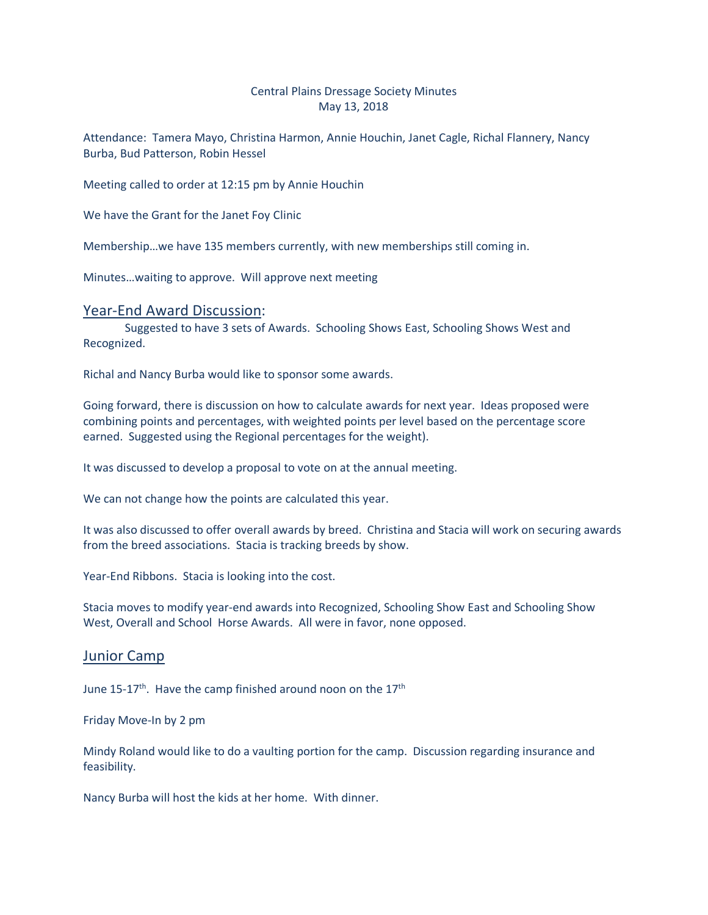Central Plains Dressage Society Minutes
May 13, 2018

Attendance: Tamera Mayo, Christina Harmon, Annie Houchin, Janet Cagle, Richal Flannery, Nancy Burba, Bud Patterson, Robin Hessel

Meeting called to order at 12:15 pm by Annie Houchin

We have the Grant for the Janet Foy Clinic

Membership…we have 135 members currently, with new memberships still coming in.

Minutes…waiting to approve. Will approve next meeting

## Year-End Award Discussion:

Suggested to have 3 sets of Awards. Schooling Shows East, Schooling Shows West and Recognized.

Richal and Nancy Burba would like to sponsor some awards.

Going forward, there is discussion on how to calculate awards for next year. Ideas proposed were combining points and percentages, with weighted points per level based on the percentage score earned. Suggested using the Regional percentages for the weight).

It was discussed to develop a proposal to vote on at the annual meeting.

We can not change how the points are calculated this year.

It was also discussed to offer overall awards by breed. Christina and Stacia will work on securing awards from the breed associations. Stacia is tracking breeds by show.

Year-End Ribbons. Stacia is looking into the cost.

Stacia moves to modify year-end awards into Recognized, Schooling Show East and Schooling Show West, Overall and School Horse Awards. All were in favor, none opposed.

## Junior Camp

June 15-17th. Have the camp finished around noon on the 17th

Friday Move-In by 2 pm

Mindy Roland would like to do a vaulting portion for the camp. Discussion regarding insurance and feasibility.

Nancy Burba will host the kids at her home. With dinner.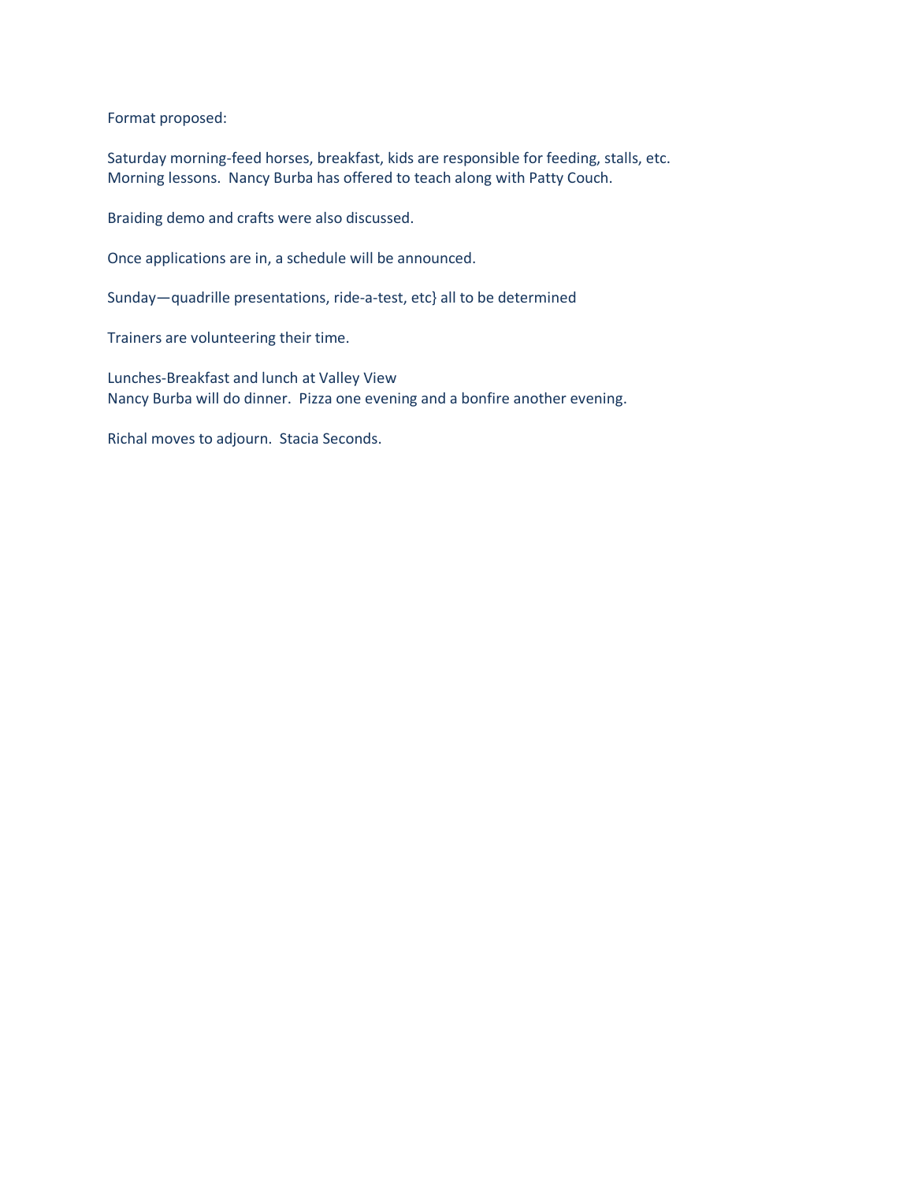Format proposed:

Saturday morning-feed horses, breakfast, kids are responsible for feeding, stalls, etc.
Morning lessons. Nancy Burba has offered to teach along with Patty Couch.

Braiding demo and crafts were also discussed.

Once applications are in, a schedule will be announced.

Sunday—quadrille presentations, ride-a-test, etc} all to be determined

Trainers are volunteering their time.

Lunches-Breakfast and lunch at Valley View
Nancy Burba will do dinner. Pizza one evening and a bonfire another evening.

Richal moves to adjourn. Stacia Seconds.